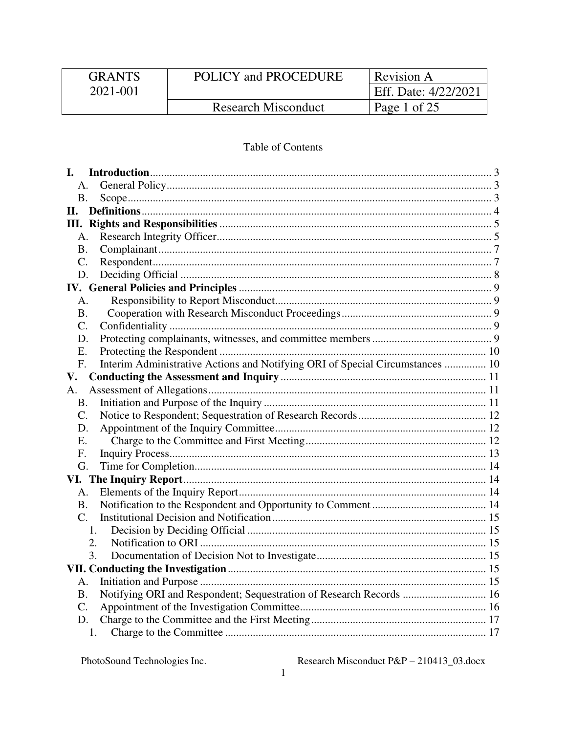| GRANTS 2021-001 | POLICY and PROCEDURE | Revision A |
| --- | --- | --- |
| | | Eff. Date: 4/22/2021 |
| | Research Misconduct | |

Table of Contents

**I. Introduction** .......... 3
- A. General Policy .......... 3
- B. Scope .......... 3

**II. Definitions** .......... 4

**III. Rights and Responsibilities** .......... 5
- A. Research Integrity Officer .......... 5
- B. Complainant .......... 7
- C. Respondent .......... 7
- D. Deciding Official .......... 8

**IV. General Policies and Principles** .......... 9
- A. Responsibility to Report Misconduct .......... 9
- B. Cooperation with Research Misconduct Proceedings .......... 9
- C. Confidentiality .......... 9
- D. Protecting complainants, witnesses, and committee members .......... 9
- E. Protecting the Respondent .......... 10
- F. Interim Administrative Actions and Notifying ORI of Special Circumstances .......... 10

**V. Conducting the Assessment and Inquiry** .......... 11
- A. Assessment of Allegations .......... 11
- B. Initiation and Purpose of the Inquiry .......... 11
- C. Notice to Respondent; Sequestration of Research Records .......... 12
- D. Appointment of the Inquiry Committee .......... 12
- E. Charge to the Committee and First Meeting .......... 12
- F. Inquiry Process .......... 13
- G. Time for Completion .......... 14

**VI. The Inquiry Report** .......... 14
- A. Elements of the Inquiry Report .......... 14
- B. Notification to the Respondent and Opportunity to Comment .......... 14
- C. Institutional Decision and Notification .......... 15
  1. Decision by Deciding Official .......... 15
  2. Notification to ORI .......... 15
  3. Documentation of Decision Not to Investigate .......... 15

**VII. Conducting the Investigation** .......... 15
- A. Initiation and Purpose .......... 15
- B. Notifying ORI and Respondent; Sequestration of Research Records .......... 16
- C. Appointment of the Investigation Committee .......... 16
- D. Charge to the Committee and the First Meeting .......... 17
  1. Charge to the Committee .......... 17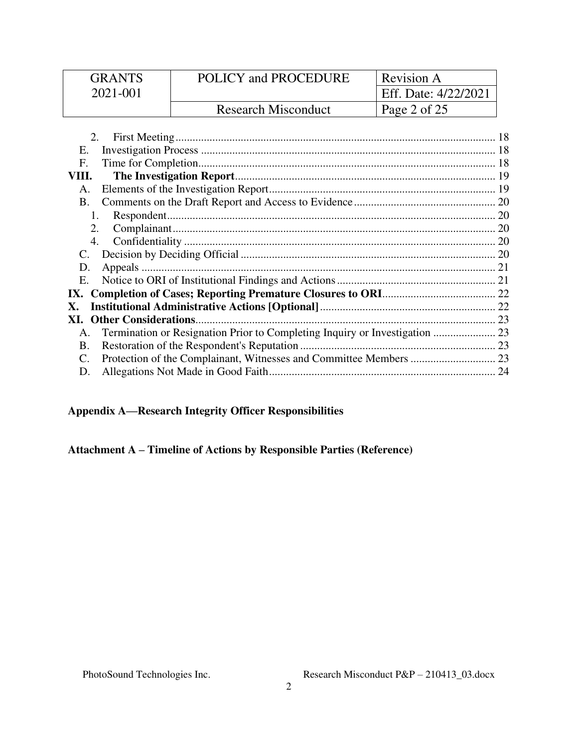2. First Meeting ........ 18

E. Investigation Process ........ 18

F. Time for Completion ........ 18

**VIII. The Investigation Report** ........ 19

A. Elements of the Investigation Report ........ 19

B. Comments on the Draft Report and Access to Evidence ........ 20

1. Respondent ........ 20

2. Complainant ........ 20

4. Confidentiality ........ 20

C. Decision by Deciding Official ........ 20

D. Appeals ........ 21

E. Notice to ORI of Institutional Findings and Actions ........ 21

**IX. Completion of Cases; Reporting Premature Closures to ORI** ........ 22

**X. Institutional Administrative Actions [Optional]** ........ 22

**XI. Other Considerations** ........ 23

A. Termination or Resignation Prior to Completing Inquiry or Investigation ........ 23

B. Restoration of the Respondent's Reputation ........ 23

C. Protection of the Complainant, Witnesses and Committee Members ........ 23

D. Allegations Not Made in Good Faith ........ 24

**Appendix A—Research Integrity Officer Responsibilities**

**Attachment A – Timeline of Actions by Responsible Parties (Reference)**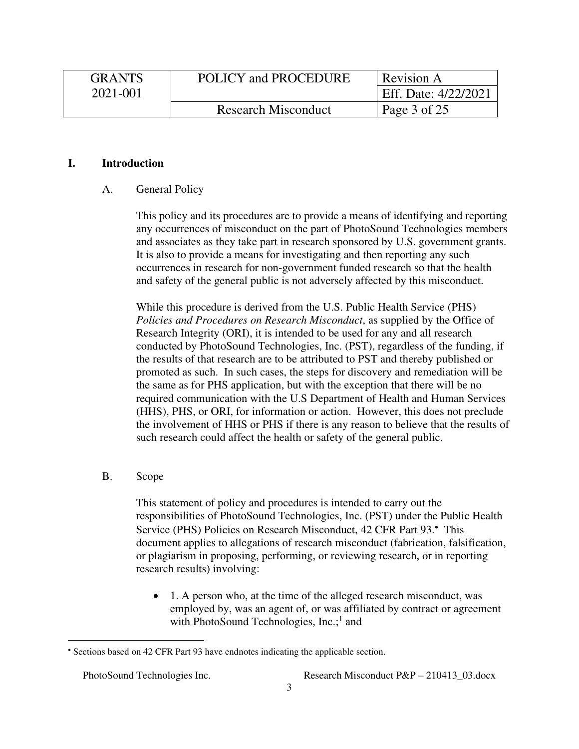## I. Introduction

### A. General Policy

This policy and its procedures are to provide a means of identifying and reporting any occurrences of misconduct on the part of PhotoSound Technologies members and associates as they take part in research sponsored by U.S. government grants. It is also to provide a means for investigating and then reporting any such occurrences in research for non-government funded research so that the health and safety of the general public is not adversely affected by this misconduct.

While this procedure is derived from the U.S. Public Health Service (PHS) *Policies and Procedures on Research Misconduct*, as supplied by the Office of Research Integrity (ORI), it is intended to be used for any and all research conducted by PhotoSound Technologies, Inc. (PST), regardless of the funding, if the results of that research are to be attributed to PST and thereby published or promoted as such. In such cases, the steps for discovery and remediation will be the same as for PHS application, but with the exception that there will be no required communication with the U.S Department of Health and Human Services (HHS), PHS, or ORI, for information or action. However, this does not preclude the involvement of HHS or PHS if there is any reason to believe that the results of such research could affect the health or safety of the general public.

### B. Scope

This statement of policy and procedures is intended to carry out the responsibilities of PhotoSound Technologies, Inc. (PST) under the Public Health Service (PHS) Policies on Research Misconduct, 42 CFR Part 93.[•] This document applies to allegations of research misconduct (fabrication, falsification, or plagiarism in proposing, performing, or reviewing research, or in reporting research results) involving:

- 1. A person who, at the time of the alleged research misconduct, was employed by, was an agent of, or was affiliated by contract or agreement with PhotoSound Technologies, Inc.;[1] and

[•] Sections based on 42 CFR Part 93 have endnotes indicating the applicable section.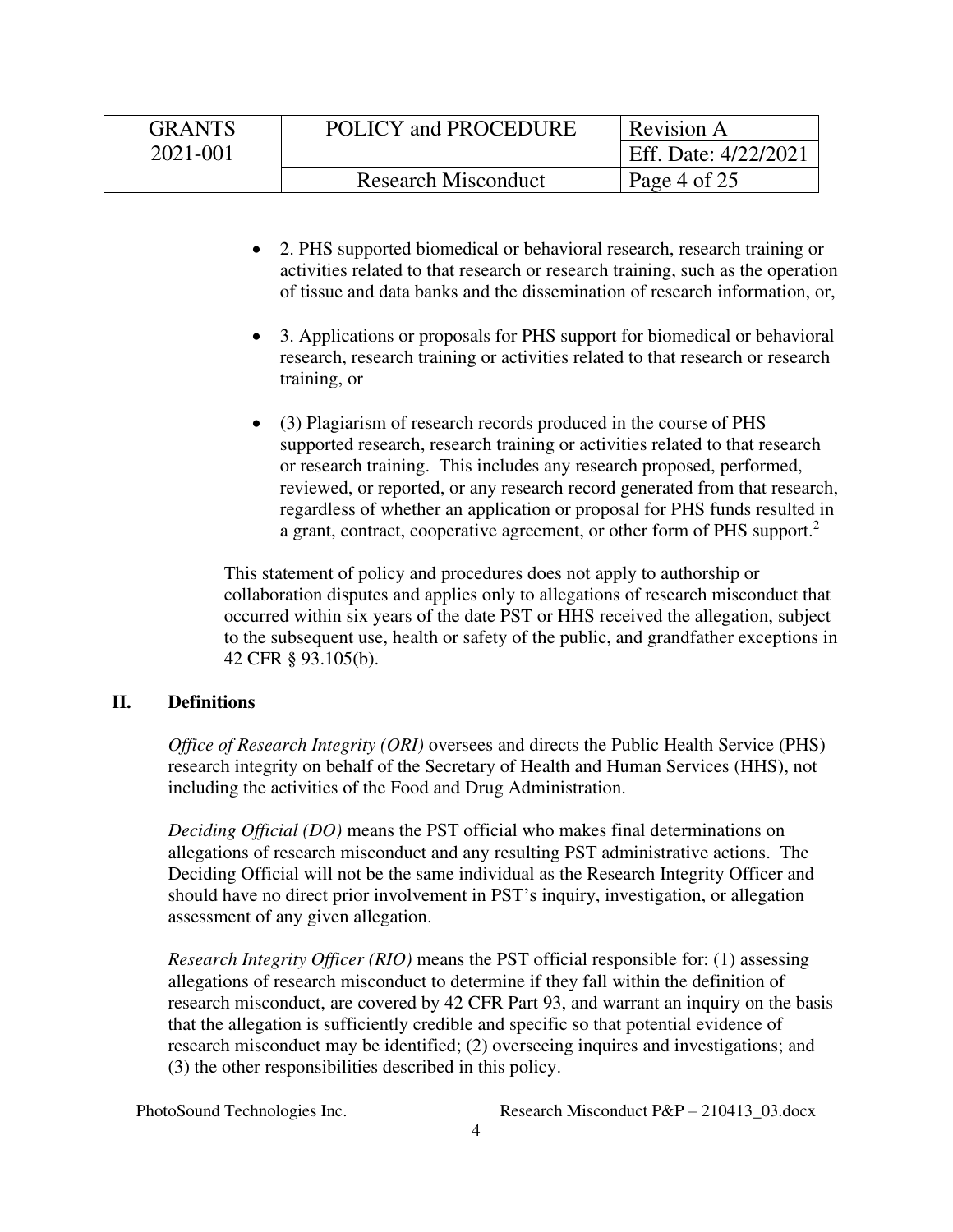- 2. PHS supported biomedical or behavioral research, research training or activities related to that research or research training, such as the operation of tissue and data banks and the dissemination of research information, or,

- 3. Applications or proposals for PHS support for biomedical or behavioral research, research training or activities related to that research or research training, or

- (3) Plagiarism of research records produced in the course of PHS supported research, research training or activities related to that research or research training. This includes any research proposed, performed, reviewed, or reported, or any research record generated from that research, regardless of whether an application or proposal for PHS funds resulted in a grant, contract, cooperative agreement, or other form of PHS support.[2]

This statement of policy and procedures does not apply to authorship or collaboration disputes and applies only to allegations of research misconduct that occurred within six years of the date PST or HHS received the allegation, subject to the subsequent use, health or safety of the public, and grandfather exceptions in 42 CFR § 93.105(b).

## II. Definitions

*Office of Research Integrity (ORI)* oversees and directs the Public Health Service (PHS) research integrity on behalf of the Secretary of Health and Human Services (HHS), not including the activities of the Food and Drug Administration.

*Deciding Official (DO)* means the PST official who makes final determinations on allegations of research misconduct and any resulting PST administrative actions. The Deciding Official will not be the same individual as the Research Integrity Officer and should have no direct prior involvement in PST's inquiry, investigation, or allegation assessment of any given allegation.

*Research Integrity Officer (RIO)* means the PST official responsible for: (1) assessing allegations of research misconduct to determine if they fall within the definition of research misconduct, are covered by 42 CFR Part 93, and warrant an inquiry on the basis that the allegation is sufficiently credible and specific so that potential evidence of research misconduct may be identified; (2) overseeing inquires and investigations; and (3) the other responsibilities described in this policy.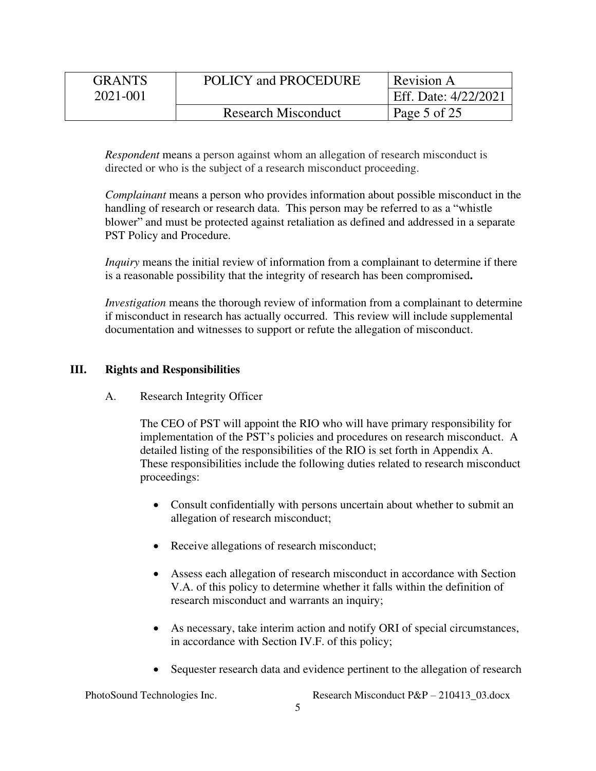*Respondent* means a person against whom an allegation of research misconduct is directed or who is the subject of a research misconduct proceeding.

*Complainant* means a person who provides information about possible misconduct in the handling of research or research data. This person may be referred to as a "whistle blower" and must be protected against retaliation as defined and addressed in a separate PST Policy and Procedure.

*Inquiry* means the initial review of information from a complainant to determine if there is a reasonable possibility that the integrity of research has been compromised**.**

*Investigation* means the thorough review of information from a complainant to determine if misconduct in research has actually occurred. This review will include supplemental documentation and witnesses to support or refute the allegation of misconduct.

## III. Rights and Responsibilities

### A. Research Integrity Officer

The CEO of PST will appoint the RIO who will have primary responsibility for implementation of the PST's policies and procedures on research misconduct. A detailed listing of the responsibilities of the RIO is set forth in Appendix A. These responsibilities include the following duties related to research misconduct proceedings:

- Consult confidentially with persons uncertain about whether to submit an allegation of research misconduct;
- Receive allegations of research misconduct;
- Assess each allegation of research misconduct in accordance with Section V.A. of this policy to determine whether it falls within the definition of research misconduct and warrants an inquiry;
- As necessary, take interim action and notify ORI of special circumstances, in accordance with Section IV.F. of this policy;
- Sequester research data and evidence pertinent to the allegation of research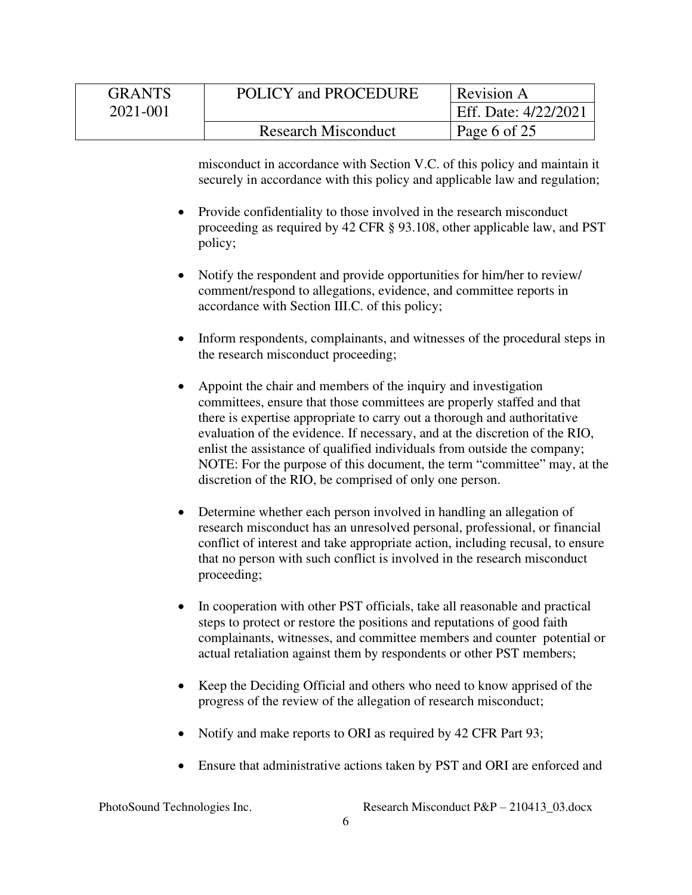misconduct in accordance with Section V.C. of this policy and maintain it securely in accordance with this policy and applicable law and regulation;

- Provide confidentiality to those involved in the research misconduct proceeding as required by 42 CFR § 93.108, other applicable law, and PST policy;
- Notify the respondent and provide opportunities for him/her to review/ comment/respond to allegations, evidence, and committee reports in accordance with Section III.C. of this policy;
- Inform respondents, complainants, and witnesses of the procedural steps in the research misconduct proceeding;
- Appoint the chair and members of the inquiry and investigation committees, ensure that those committees are properly staffed and that there is expertise appropriate to carry out a thorough and authoritative evaluation of the evidence. If necessary, and at the discretion of the RIO, enlist the assistance of qualified individuals from outside the company; NOTE: For the purpose of this document, the term "committee" may, at the discretion of the RIO, be comprised of only one person.
- Determine whether each person involved in handling an allegation of research misconduct has an unresolved personal, professional, or financial conflict of interest and take appropriate action, including recusal, to ensure that no person with such conflict is involved in the research misconduct proceeding;
- In cooperation with other PST officials, take all reasonable and practical steps to protect or restore the positions and reputations of good faith complainants, witnesses, and committee members and counter potential or actual retaliation against them by respondents or other PST members;
- Keep the Deciding Official and others who need to know apprised of the progress of the review of the allegation of research misconduct;
- Notify and make reports to ORI as required by 42 CFR Part 93;
- Ensure that administrative actions taken by PST and ORI are enforced and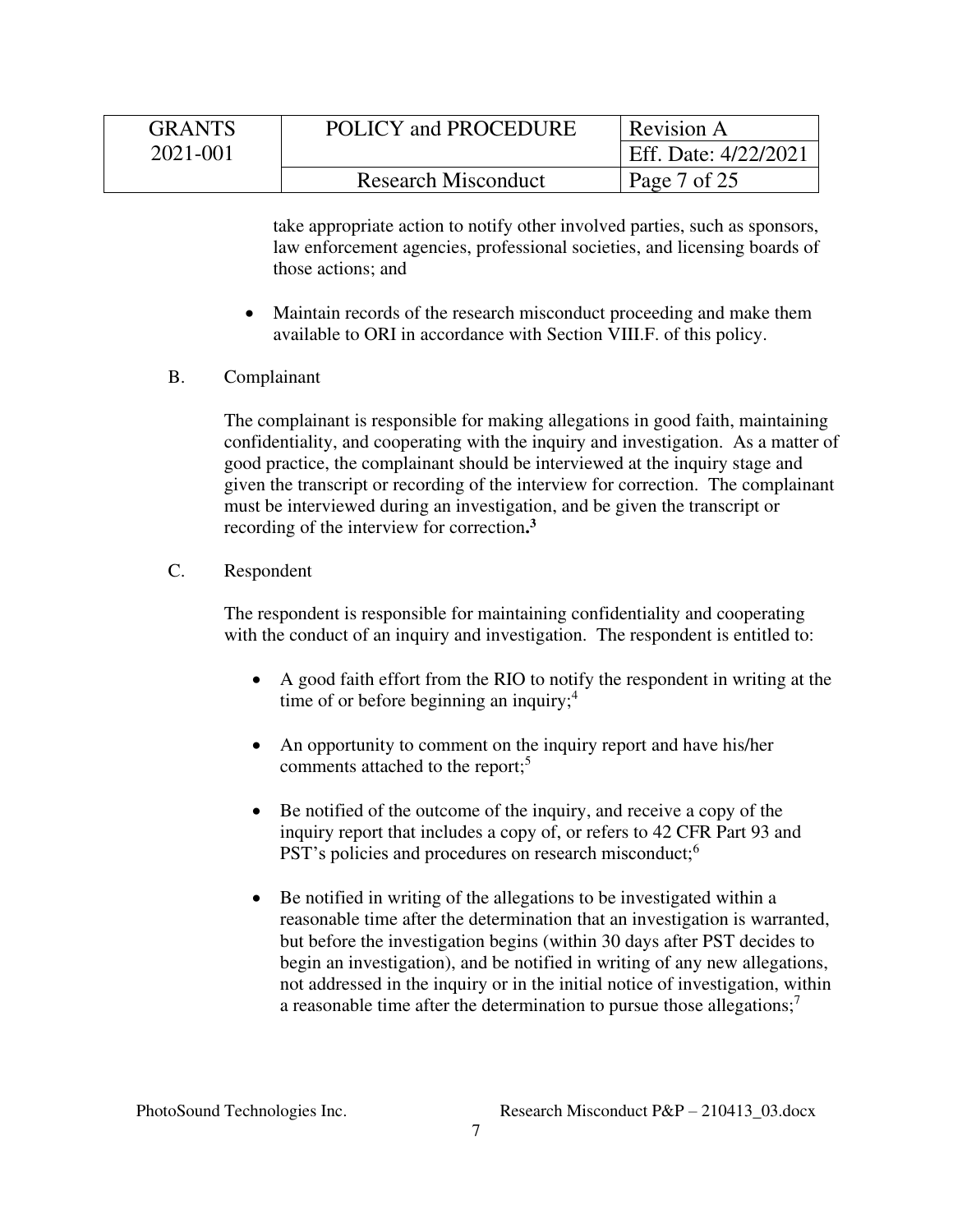take appropriate action to notify other involved parties, such as sponsors, law enforcement agencies, professional societies, and licensing boards of those actions; and

- Maintain records of the research misconduct proceeding and make them available to ORI in accordance with Section VIII.F. of this policy.

B. Complainant

The complainant is responsible for making allegations in good faith, maintaining confidentiality, and cooperating with the inquiry and investigation. As a matter of good practice, the complainant should be interviewed at the inquiry stage and given the transcript or recording of the interview for correction. The complainant must be interviewed during an investigation, and be given the transcript or recording of the interview for correction.[3]

C. Respondent

The respondent is responsible for maintaining confidentiality and cooperating with the conduct of an inquiry and investigation. The respondent is entitled to:

- A good faith effort from the RIO to notify the respondent in writing at the time of or before beginning an inquiry;[4]

- An opportunity to comment on the inquiry report and have his/her comments attached to the report;[5]

- Be notified of the outcome of the inquiry, and receive a copy of the inquiry report that includes a copy of, or refers to 42 CFR Part 93 and PST's policies and procedures on research misconduct;[6]

- Be notified in writing of the allegations to be investigated within a reasonable time after the determination that an investigation is warranted, but before the investigation begins (within 30 days after PST decides to begin an investigation), and be notified in writing of any new allegations, not addressed in the inquiry or in the initial notice of investigation, within a reasonable time after the determination to pursue those allegations;[7]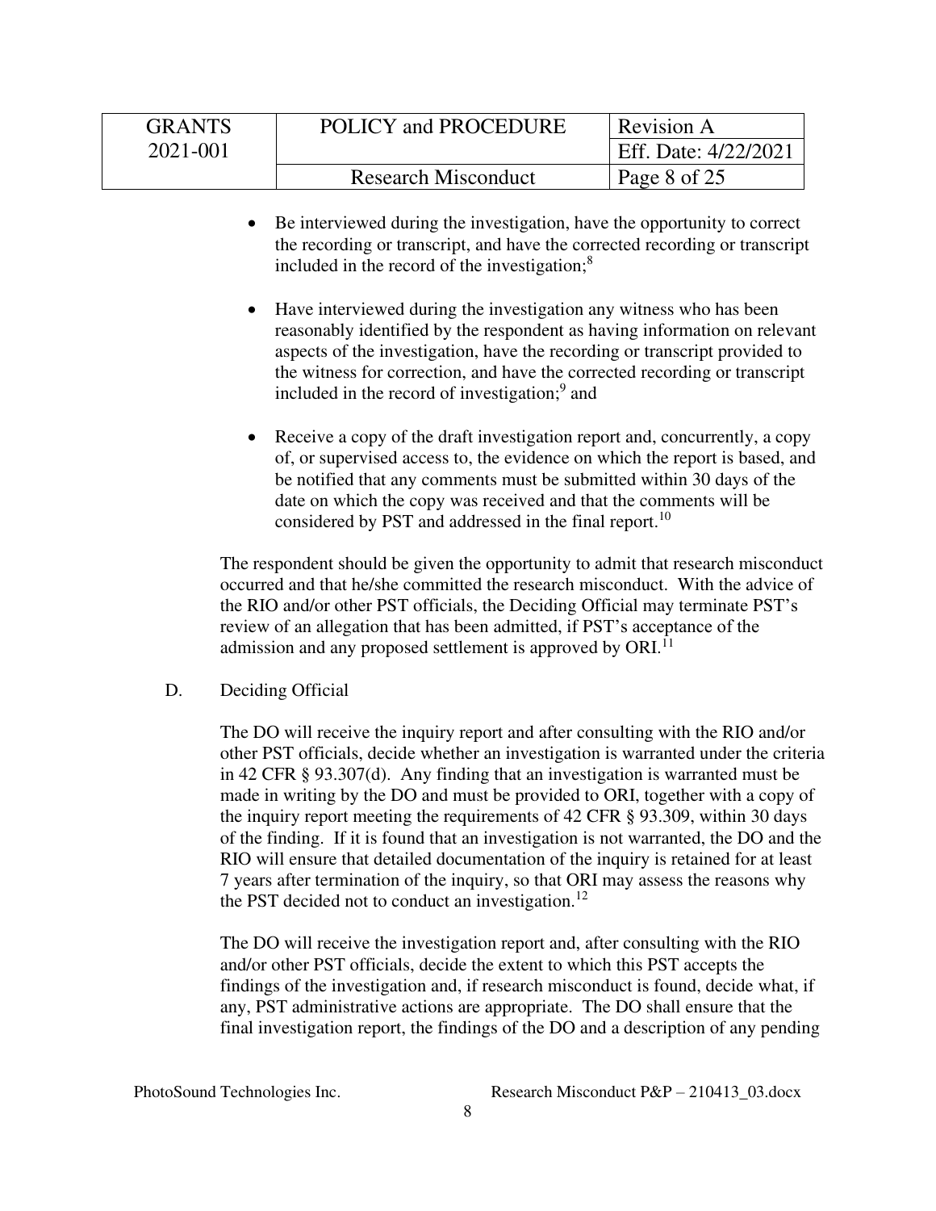- Be interviewed during the investigation, have the opportunity to correct the recording or transcript, and have the corrected recording or transcript included in the record of the investigation;[8]

- Have interviewed during the investigation any witness who has been reasonably identified by the respondent as having information on relevant aspects of the investigation, have the recording or transcript provided to the witness for correction, and have the corrected recording or transcript included in the record of investigation;[9] and

- Receive a copy of the draft investigation report and, concurrently, a copy of, or supervised access to, the evidence on which the report is based, and be notified that any comments must be submitted within 30 days of the date on which the copy was received and that the comments will be considered by PST and addressed in the final report.[10]

The respondent should be given the opportunity to admit that research misconduct occurred and that he/she committed the research misconduct. With the advice of the RIO and/or other PST officials, the Deciding Official may terminate PST's review of an allegation that has been admitted, if PST's acceptance of the admission and any proposed settlement is approved by ORI.[11]

D. Deciding Official

The DO will receive the inquiry report and after consulting with the RIO and/or other PST officials, decide whether an investigation is warranted under the criteria in 42 CFR § 93.307(d). Any finding that an investigation is warranted must be made in writing by the DO and must be provided to ORI, together with a copy of the inquiry report meeting the requirements of 42 CFR § 93.309, within 30 days of the finding. If it is found that an investigation is not warranted, the DO and the RIO will ensure that detailed documentation of the inquiry is retained for at least 7 years after termination of the inquiry, so that ORI may assess the reasons why the PST decided not to conduct an investigation.[12]

The DO will receive the investigation report and, after consulting with the RIO and/or other PST officials, decide the extent to which this PST accepts the findings of the investigation and, if research misconduct is found, decide what, if any, PST administrative actions are appropriate. The DO shall ensure that the final investigation report, the findings of the DO and a description of any pending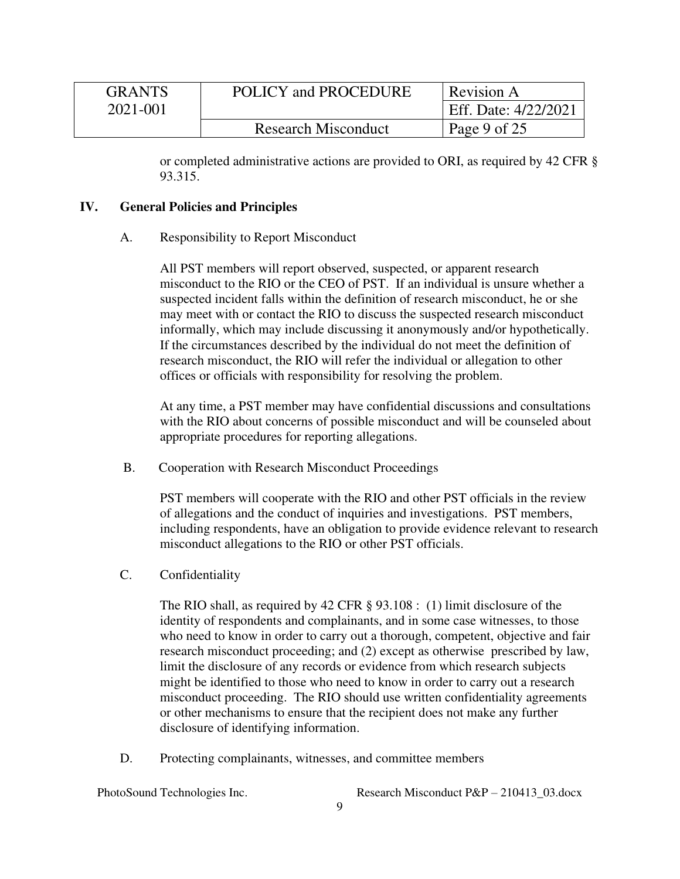or completed administrative actions are provided to ORI, as required by 42 CFR § 93.315.

## IV. General Policies and Principles

### A. Responsibility to Report Misconduct

All PST members will report observed, suspected, or apparent research misconduct to the RIO or the CEO of PST. If an individual is unsure whether a suspected incident falls within the definition of research misconduct, he or she may meet with or contact the RIO to discuss the suspected research misconduct informally, which may include discussing it anonymously and/or hypothetically. If the circumstances described by the individual do not meet the definition of research misconduct, the RIO will refer the individual or allegation to other offices or officials with responsibility for resolving the problem.

At any time, a PST member may have confidential discussions and consultations with the RIO about concerns of possible misconduct and will be counseled about appropriate procedures for reporting allegations.

### B. Cooperation with Research Misconduct Proceedings

PST members will cooperate with the RIO and other PST officials in the review of allegations and the conduct of inquiries and investigations. PST members, including respondents, have an obligation to provide evidence relevant to research misconduct allegations to the RIO or other PST officials.

### C. Confidentiality

The RIO shall, as required by 42 CFR § 93.108 : (1) limit disclosure of the identity of respondents and complainants, and in some case witnesses, to those who need to know in order to carry out a thorough, competent, objective and fair research misconduct proceeding; and (2) except as otherwise prescribed by law, limit the disclosure of any records or evidence from which research subjects might be identified to those who need to know in order to carry out a research misconduct proceeding. The RIO should use written confidentiality agreements or other mechanisms to ensure that the recipient does not make any further disclosure of identifying information.

### D. Protecting complainants, witnesses, and committee members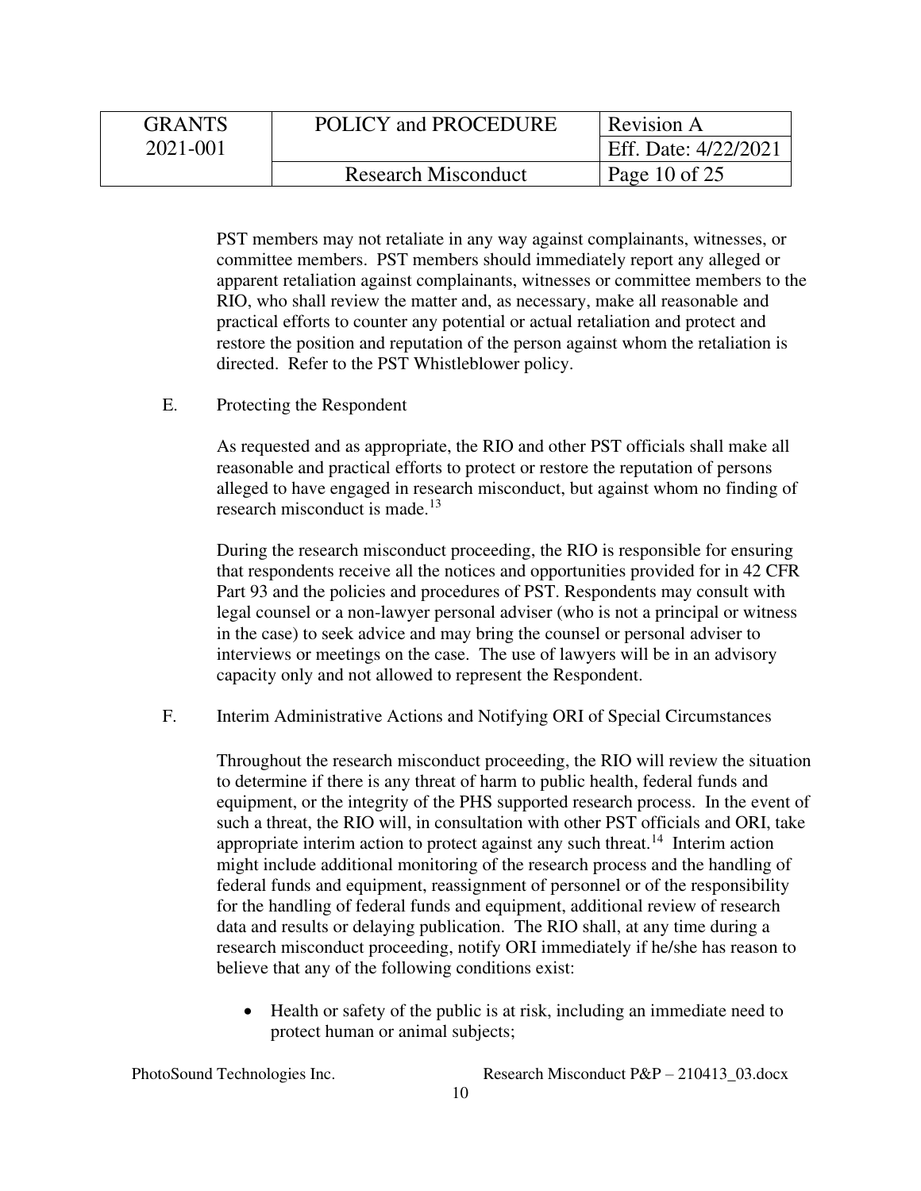PST members may not retaliate in any way against complainants, witnesses, or committee members. PST members should immediately report any alleged or apparent retaliation against complainants, witnesses or committee members to the RIO, who shall review the matter and, as necessary, make all reasonable and practical efforts to counter any potential or actual retaliation and protect and restore the position and reputation of the person against whom the retaliation is directed. Refer to the PST Whistleblower policy.

E. Protecting the Respondent

As requested and as appropriate, the RIO and other PST officials shall make all reasonable and practical efforts to protect or restore the reputation of persons alleged to have engaged in research misconduct, but against whom no finding of research misconduct is made.[13]

During the research misconduct proceeding, the RIO is responsible for ensuring that respondents receive all the notices and opportunities provided for in 42 CFR Part 93 and the policies and procedures of PST. Respondents may consult with legal counsel or a non-lawyer personal adviser (who is not a principal or witness in the case) to seek advice and may bring the counsel or personal adviser to interviews or meetings on the case. The use of lawyers will be in an advisory capacity only and not allowed to represent the Respondent.

F. Interim Administrative Actions and Notifying ORI of Special Circumstances

Throughout the research misconduct proceeding, the RIO will review the situation to determine if there is any threat of harm to public health, federal funds and equipment, or the integrity of the PHS supported research process. In the event of such a threat, the RIO will, in consultation with other PST officials and ORI, take appropriate interim action to protect against any such threat.[14] Interim action might include additional monitoring of the research process and the handling of federal funds and equipment, reassignment of personnel or of the responsibility for the handling of federal funds and equipment, additional review of research data and results or delaying publication. The RIO shall, at any time during a research misconduct proceeding, notify ORI immediately if he/she has reason to believe that any of the following conditions exist:

- Health or safety of the public is at risk, including an immediate need to protect human or animal subjects;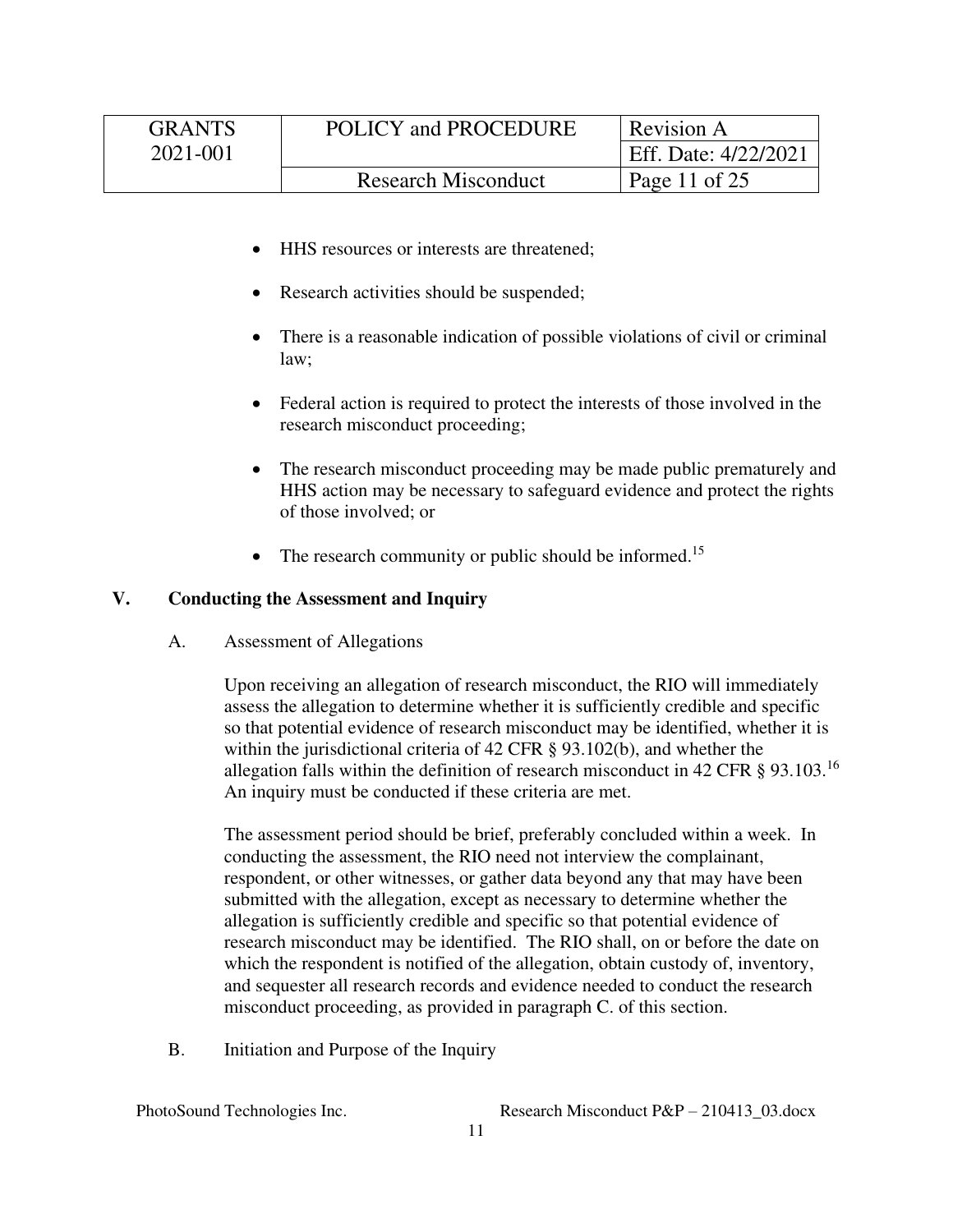- HHS resources or interests are threatened;
- Research activities should be suspended;
- There is a reasonable indication of possible violations of civil or criminal law;
- Federal action is required to protect the interests of those involved in the research misconduct proceeding;
- The research misconduct proceeding may be made public prematurely and HHS action may be necessary to safeguard evidence and protect the rights of those involved; or
- The research community or public should be informed.[15]

## V. Conducting the Assessment and Inquiry

### A. Assessment of Allegations

Upon receiving an allegation of research misconduct, the RIO will immediately assess the allegation to determine whether it is sufficiently credible and specific so that potential evidence of research misconduct may be identified, whether it is within the jurisdictional criteria of 42 CFR § 93.102(b), and whether the allegation falls within the definition of research misconduct in 42 CFR § 93.103.[16] An inquiry must be conducted if these criteria are met.

The assessment period should be brief, preferably concluded within a week. In conducting the assessment, the RIO need not interview the complainant, respondent, or other witnesses, or gather data beyond any that may have been submitted with the allegation, except as necessary to determine whether the allegation is sufficiently credible and specific so that potential evidence of research misconduct may be identified. The RIO shall, on or before the date on which the respondent is notified of the allegation, obtain custody of, inventory, and sequester all research records and evidence needed to conduct the research misconduct proceeding, as provided in paragraph C. of this section.

### B. Initiation and Purpose of the Inquiry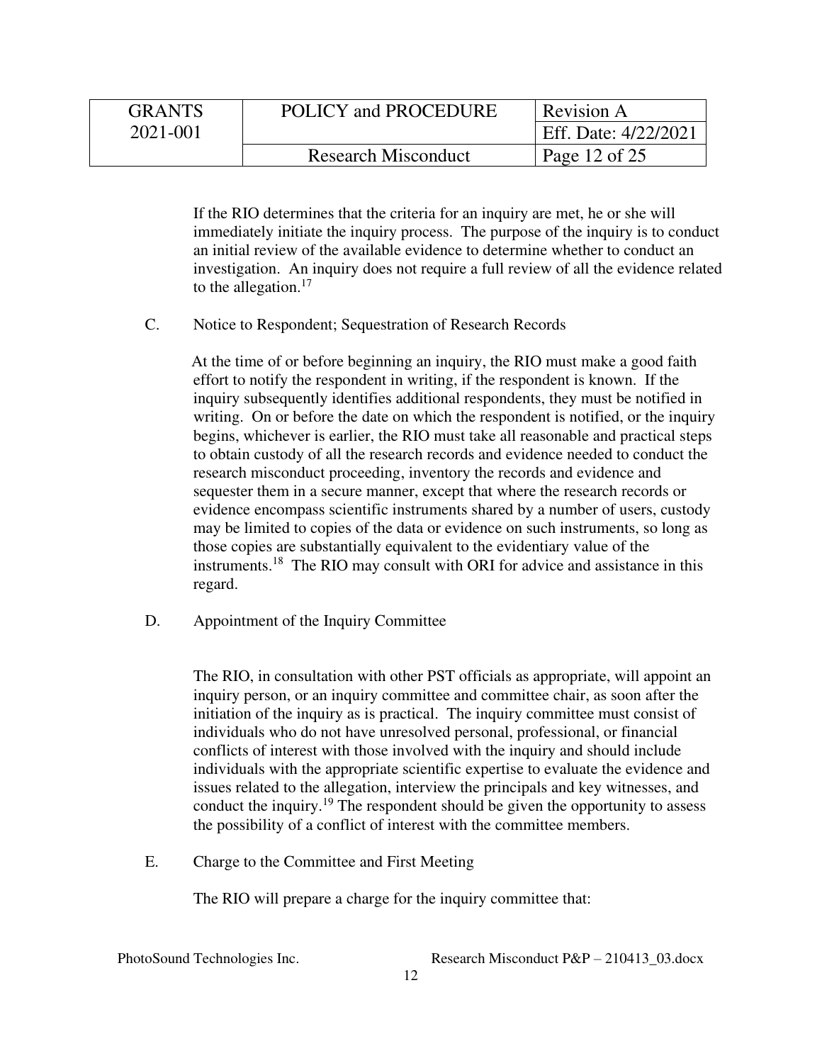If the RIO determines that the criteria for an inquiry are met, he or she will immediately initiate the inquiry process. The purpose of the inquiry is to conduct an initial review of the available evidence to determine whether to conduct an investigation. An inquiry does not require a full review of all the evidence related to the allegation.[17]

C. Notice to Respondent; Sequestration of Research Records

At the time of or before beginning an inquiry, the RIO must make a good faith effort to notify the respondent in writing, if the respondent is known. If the inquiry subsequently identifies additional respondents, they must be notified in writing. On or before the date on which the respondent is notified, or the inquiry begins, whichever is earlier, the RIO must take all reasonable and practical steps to obtain custody of all the research records and evidence needed to conduct the research misconduct proceeding, inventory the records and evidence and sequester them in a secure manner, except that where the research records or evidence encompass scientific instruments shared by a number of users, custody may be limited to copies of the data or evidence on such instruments, so long as those copies are substantially equivalent to the evidentiary value of the instruments.[18] The RIO may consult with ORI for advice and assistance in this regard.

D. Appointment of the Inquiry Committee

The RIO, in consultation with other PST officials as appropriate, will appoint an inquiry person, or an inquiry committee and committee chair, as soon after the initiation of the inquiry as is practical. The inquiry committee must consist of individuals who do not have unresolved personal, professional, or financial conflicts of interest with those involved with the inquiry and should include individuals with the appropriate scientific expertise to evaluate the evidence and issues related to the allegation, interview the principals and key witnesses, and conduct the inquiry.[19] The respondent should be given the opportunity to assess the possibility of a conflict of interest with the committee members.

E. Charge to the Committee and First Meeting

The RIO will prepare a charge for the inquiry committee that: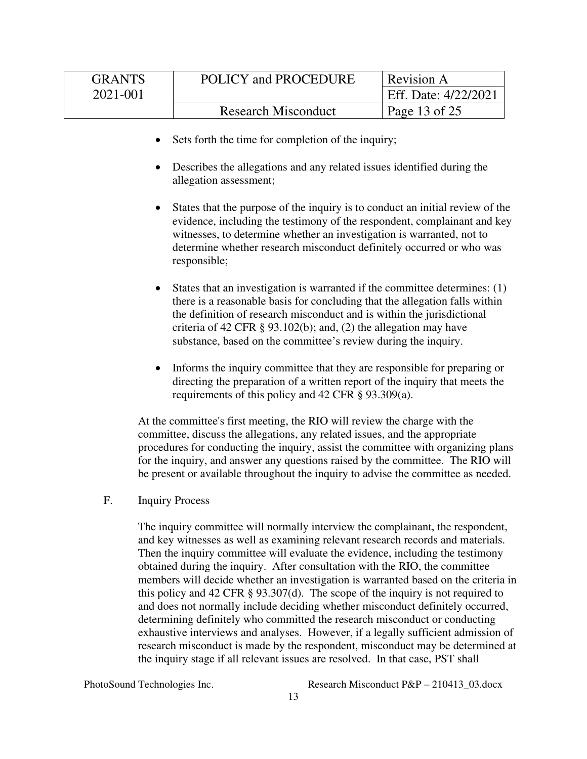- Sets forth the time for completion of the inquiry;
- Describes the allegations and any related issues identified during the allegation assessment;
- States that the purpose of the inquiry is to conduct an initial review of the evidence, including the testimony of the respondent, complainant and key witnesses, to determine whether an investigation is warranted, not to determine whether research misconduct definitely occurred or who was responsible;
- States that an investigation is warranted if the committee determines: (1) there is a reasonable basis for concluding that the allegation falls within the definition of research misconduct and is within the jurisdictional criteria of 42 CFR § 93.102(b); and, (2) the allegation may have substance, based on the committee's review during the inquiry.
- Informs the inquiry committee that they are responsible for preparing or directing the preparation of a written report of the inquiry that meets the requirements of this policy and 42 CFR § 93.309(a).

At the committee's first meeting, the RIO will review the charge with the committee, discuss the allegations, any related issues, and the appropriate procedures for conducting the inquiry, assist the committee with organizing plans for the inquiry, and answer any questions raised by the committee. The RIO will be present or available throughout the inquiry to advise the committee as needed.

F. Inquiry Process

The inquiry committee will normally interview the complainant, the respondent, and key witnesses as well as examining relevant research records and materials. Then the inquiry committee will evaluate the evidence, including the testimony obtained during the inquiry. After consultation with the RIO, the committee members will decide whether an investigation is warranted based on the criteria in this policy and 42 CFR § 93.307(d). The scope of the inquiry is not required to and does not normally include deciding whether misconduct definitely occurred, determining definitely who committed the research misconduct or conducting exhaustive interviews and analyses. However, if a legally sufficient admission of research misconduct is made by the respondent, misconduct may be determined at the inquiry stage if all relevant issues are resolved. In that case, PST shall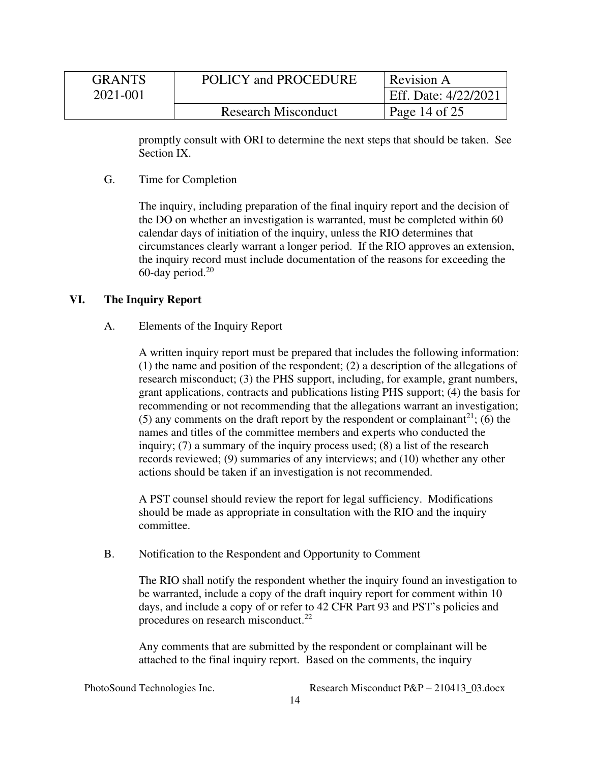promptly consult with ORI to determine the next steps that should be taken. See Section IX.

G. Time for Completion

The inquiry, including preparation of the final inquiry report and the decision of the DO on whether an investigation is warranted, must be completed within 60 calendar days of initiation of the inquiry, unless the RIO determines that circumstances clearly warrant a longer period. If the RIO approves an extension, the inquiry record must include documentation of the reasons for exceeding the 60-day period.[20]

## VI. The Inquiry Report

A. Elements of the Inquiry Report

A written inquiry report must be prepared that includes the following information: (1) the name and position of the respondent; (2) a description of the allegations of research misconduct; (3) the PHS support, including, for example, grant numbers, grant applications, contracts and publications listing PHS support; (4) the basis for recommending or not recommending that the allegations warrant an investigation; (5) any comments on the draft report by the respondent or complainant[21]; (6) the names and titles of the committee members and experts who conducted the inquiry; (7) a summary of the inquiry process used; (8) a list of the research records reviewed; (9) summaries of any interviews; and (10) whether any other actions should be taken if an investigation is not recommended.

A PST counsel should review the report for legal sufficiency. Modifications should be made as appropriate in consultation with the RIO and the inquiry committee.

B. Notification to the Respondent and Opportunity to Comment

The RIO shall notify the respondent whether the inquiry found an investigation to be warranted, include a copy of the draft inquiry report for comment within 10 days, and include a copy of or refer to 42 CFR Part 93 and PST's policies and procedures on research misconduct.[22]

Any comments that are submitted by the respondent or complainant will be attached to the final inquiry report. Based on the comments, the inquiry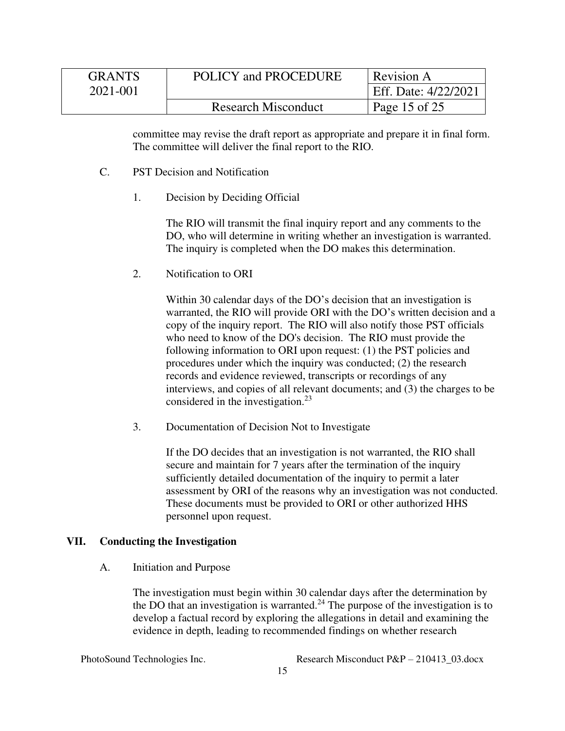committee may revise the draft report as appropriate and prepare it in final form. The committee will deliver the final report to the RIO.

### C. PST Decision and Notification

#### 1. Decision by Deciding Official

The RIO will transmit the final inquiry report and any comments to the DO, who will determine in writing whether an investigation is warranted. The inquiry is completed when the DO makes this determination.

#### 2. Notification to ORI

Within 30 calendar days of the DO's decision that an investigation is warranted, the RIO will provide ORI with the DO's written decision and a copy of the inquiry report. The RIO will also notify those PST officials who need to know of the DO's decision. The RIO must provide the following information to ORI upon request: (1) the PST policies and procedures under which the inquiry was conducted; (2) the research records and evidence reviewed, transcripts or recordings of any interviews, and copies of all relevant documents; and (3) the charges to be considered in the investigation.[23]

#### 3. Documentation of Decision Not to Investigate

If the DO decides that an investigation is not warranted, the RIO shall secure and maintain for 7 years after the termination of the inquiry sufficiently detailed documentation of the inquiry to permit a later assessment by ORI of the reasons why an investigation was not conducted. These documents must be provided to ORI or other authorized HHS personnel upon request.

## VII. Conducting the Investigation

### A. Initiation and Purpose

The investigation must begin within 30 calendar days after the determination by the DO that an investigation is warranted.[24] The purpose of the investigation is to develop a factual record by exploring the allegations in detail and examining the evidence in depth, leading to recommended findings on whether research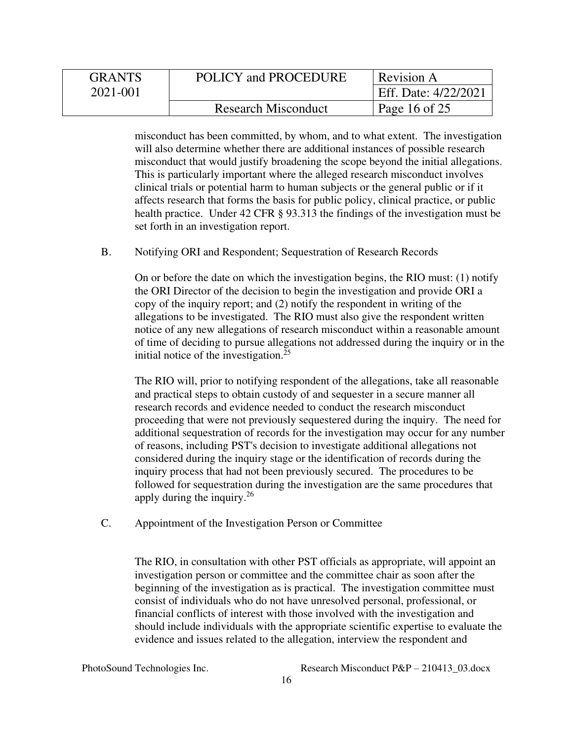misconduct has been committed, by whom, and to what extent. The investigation will also determine whether there are additional instances of possible research misconduct that would justify broadening the scope beyond the initial allegations. This is particularly important where the alleged research misconduct involves clinical trials or potential harm to human subjects or the general public or if it affects research that forms the basis for public policy, clinical practice, or public health practice. Under 42 CFR § 93.313 the findings of the investigation must be set forth in an investigation report.

B. Notifying ORI and Respondent; Sequestration of Research Records

On or before the date on which the investigation begins, the RIO must: (1) notify the ORI Director of the decision to begin the investigation and provide ORI a copy of the inquiry report; and (2) notify the respondent in writing of the allegations to be investigated. The RIO must also give the respondent written notice of any new allegations of research misconduct within a reasonable amount of time of deciding to pursue allegations not addressed during the inquiry or in the initial notice of the investigation.[25]

The RIO will, prior to notifying respondent of the allegations, take all reasonable and practical steps to obtain custody of and sequester in a secure manner all research records and evidence needed to conduct the research misconduct proceeding that were not previously sequestered during the inquiry. The need for additional sequestration of records for the investigation may occur for any number of reasons, including PST's decision to investigate additional allegations not considered during the inquiry stage or the identification of records during the inquiry process that had not been previously secured. The procedures to be followed for sequestration during the investigation are the same procedures that apply during the inquiry.[26]

C. Appointment of the Investigation Person or Committee

The RIO, in consultation with other PST officials as appropriate, will appoint an investigation person or committee and the committee chair as soon after the beginning of the investigation as is practical. The investigation committee must consist of individuals who do not have unresolved personal, professional, or financial conflicts of interest with those involved with the investigation and should include individuals with the appropriate scientific expertise to evaluate the evidence and issues related to the allegation, interview the respondent and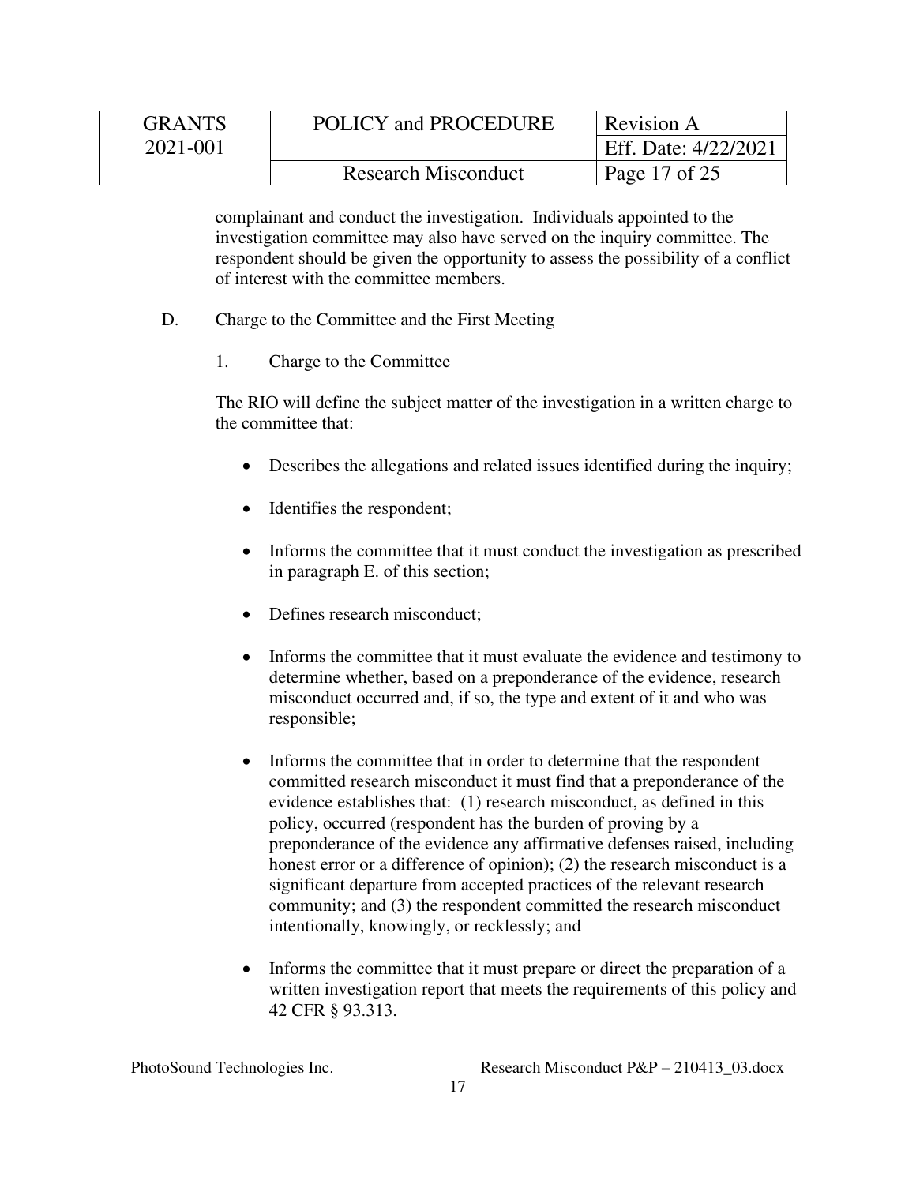complainant and conduct the investigation. Individuals appointed to the investigation committee may also have served on the inquiry committee. The respondent should be given the opportunity to assess the possibility of a conflict of interest with the committee members.

D. Charge to the Committee and the First Meeting

1. Charge to the Committee

The RIO will define the subject matter of the investigation in a written charge to the committee that:

- Describes the allegations and related issues identified during the inquiry;
- Identifies the respondent;
- Informs the committee that it must conduct the investigation as prescribed in paragraph E. of this section;
- Defines research misconduct;
- Informs the committee that it must evaluate the evidence and testimony to determine whether, based on a preponderance of the evidence, research misconduct occurred and, if so, the type and extent of it and who was responsible;
- Informs the committee that in order to determine that the respondent committed research misconduct it must find that a preponderance of the evidence establishes that: (1) research misconduct, as defined in this policy, occurred (respondent has the burden of proving by a preponderance of the evidence any affirmative defenses raised, including honest error or a difference of opinion); (2) the research misconduct is a significant departure from accepted practices of the relevant research community; and (3) the respondent committed the research misconduct intentionally, knowingly, or recklessly; and
- Informs the committee that it must prepare or direct the preparation of a written investigation report that meets the requirements of this policy and 42 CFR § 93.313.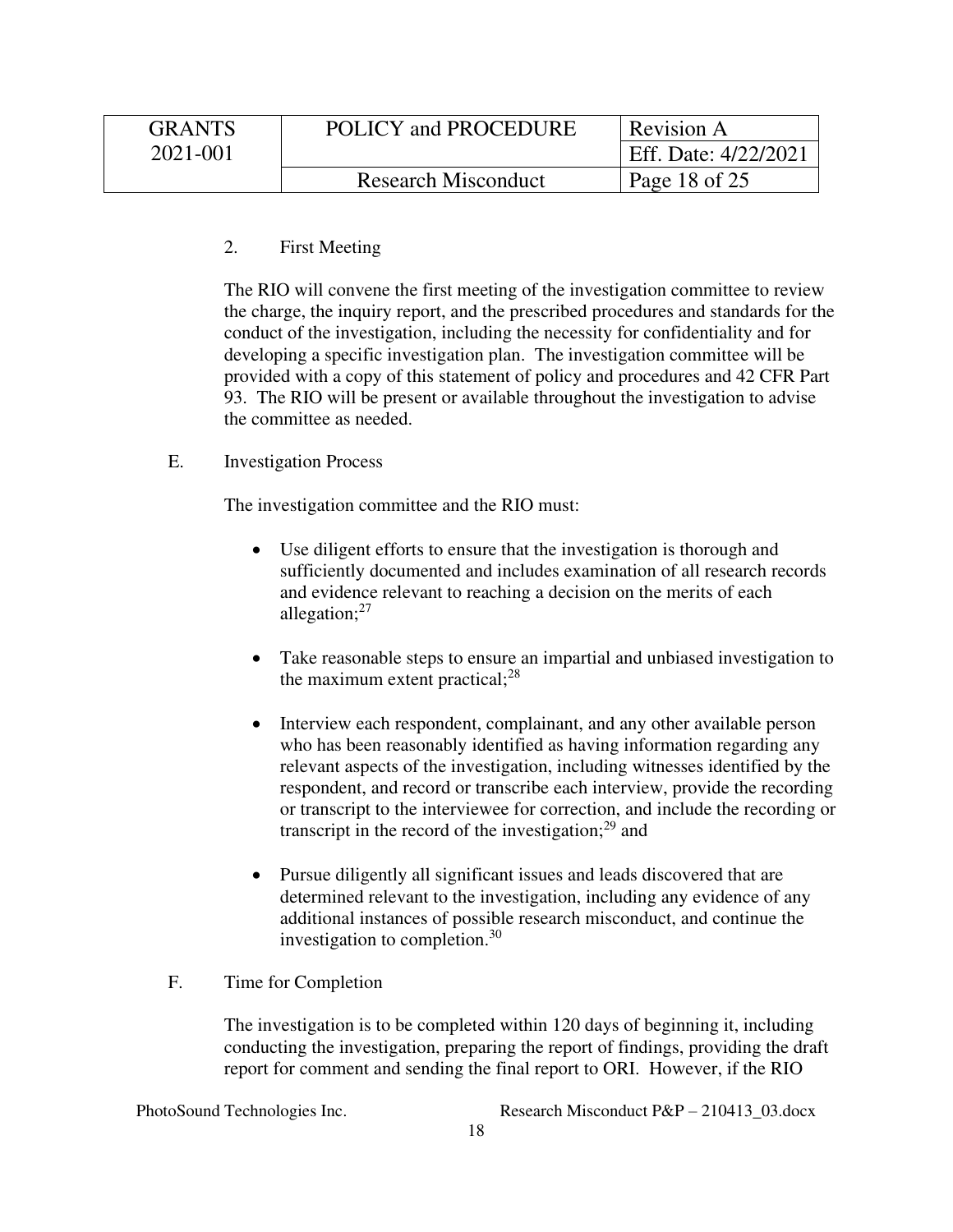2. First Meeting

The RIO will convene the first meeting of the investigation committee to review the charge, the inquiry report, and the prescribed procedures and standards for the conduct of the investigation, including the necessity for confidentiality and for developing a specific investigation plan. The investigation committee will be provided with a copy of this statement of policy and procedures and 42 CFR Part 93. The RIO will be present or available throughout the investigation to advise the committee as needed.

E. Investigation Process

The investigation committee and the RIO must:

- Use diligent efforts to ensure that the investigation is thorough and sufficiently documented and includes examination of all research records and evidence relevant to reaching a decision on the merits of each allegation;[27]

- Take reasonable steps to ensure an impartial and unbiased investigation to the maximum extent practical;[28]

- Interview each respondent, complainant, and any other available person who has been reasonably identified as having information regarding any relevant aspects of the investigation, including witnesses identified by the respondent, and record or transcribe each interview, provide the recording or transcript to the interviewee for correction, and include the recording or transcript in the record of the investigation;[29] and

- Pursue diligently all significant issues and leads discovered that are determined relevant to the investigation, including any evidence of any additional instances of possible research misconduct, and continue the investigation to completion.[30]

F. Time for Completion

The investigation is to be completed within 120 days of beginning it, including conducting the investigation, preparing the report of findings, providing the draft report for comment and sending the final report to ORI. However, if the RIO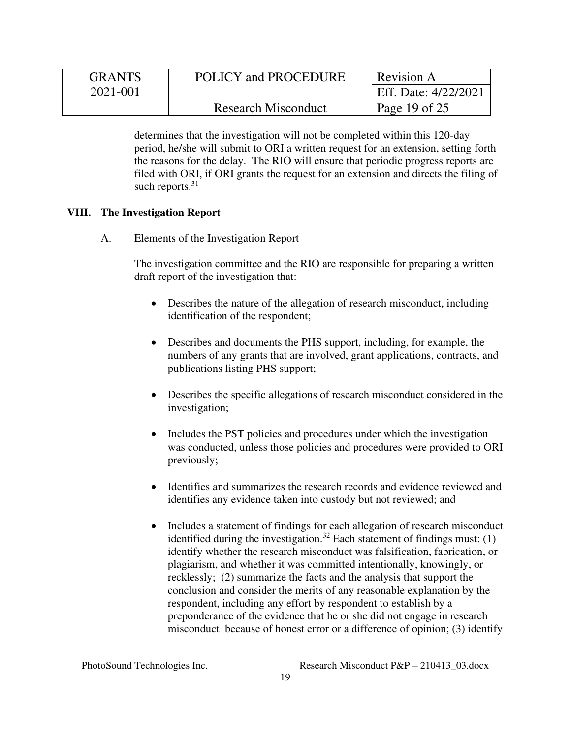determines that the investigation will not be completed within this 120-day period, he/she will submit to ORI a written request for an extension, setting forth the reasons for the delay. The RIO will ensure that periodic progress reports are filed with ORI, if ORI grants the request for an extension and directs the filing of such reports.[31]

## VIII. The Investigation Report

A. Elements of the Investigation Report

The investigation committee and the RIO are responsible for preparing a written draft report of the investigation that:

- Describes the nature of the allegation of research misconduct, including identification of the respondent;
- Describes and documents the PHS support, including, for example, the numbers of any grants that are involved, grant applications, contracts, and publications listing PHS support;
- Describes the specific allegations of research misconduct considered in the investigation;
- Includes the PST policies and procedures under which the investigation was conducted, unless those policies and procedures were provided to ORI previously;
- Identifies and summarizes the research records and evidence reviewed and identifies any evidence taken into custody but not reviewed; and
- Includes a statement of findings for each allegation of research misconduct identified during the investigation.[32] Each statement of findings must: (1) identify whether the research misconduct was falsification, fabrication, or plagiarism, and whether it was committed intentionally, knowingly, or recklessly; (2) summarize the facts and the analysis that support the conclusion and consider the merits of any reasonable explanation by the respondent, including any effort by respondent to establish by a preponderance of the evidence that he or she did not engage in research misconduct because of honest error or a difference of opinion; (3) identify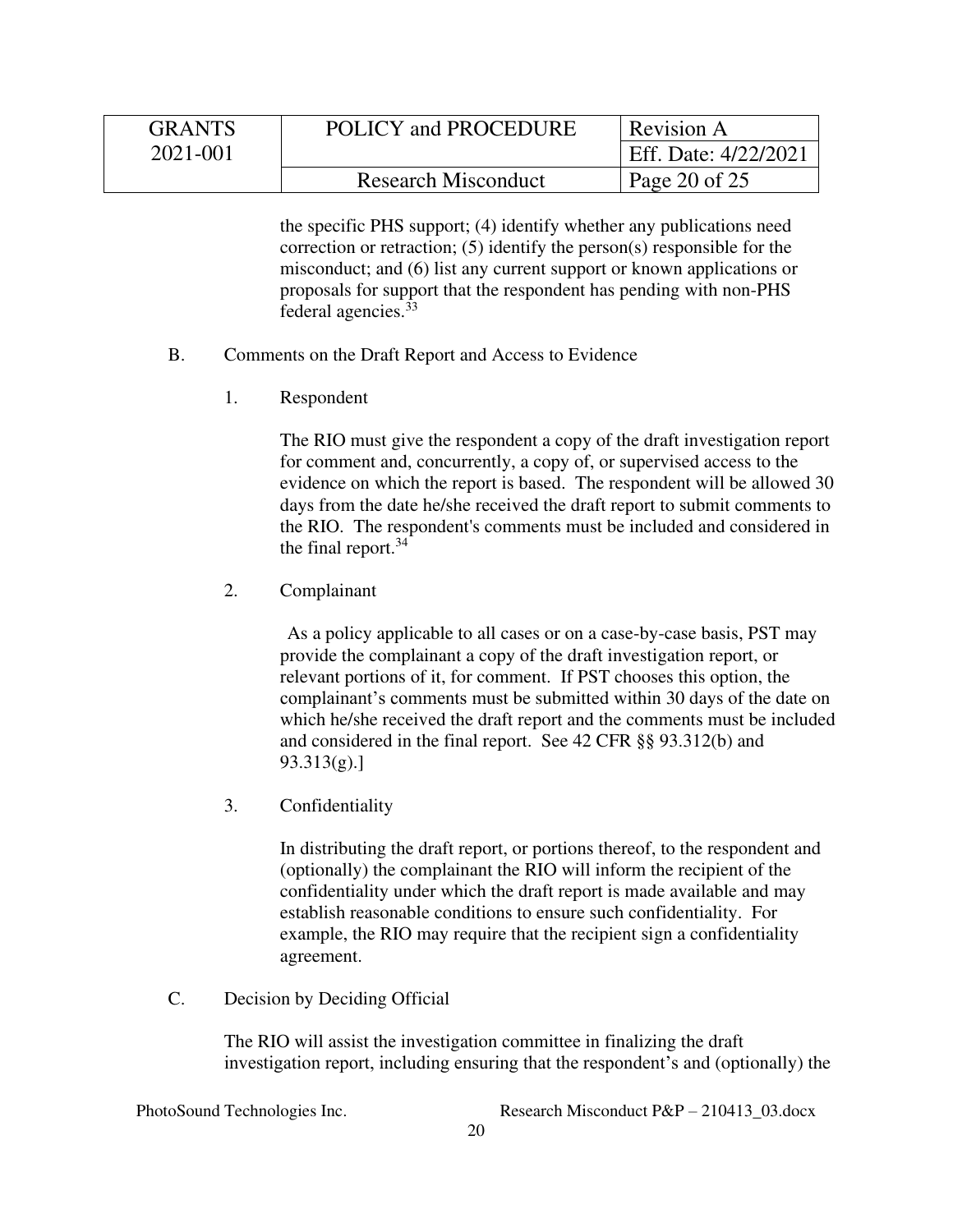the specific PHS support; (4) identify whether any publications need correction or retraction; (5) identify the person(s) responsible for the misconduct; and (6) list any current support or known applications or proposals for support that the respondent has pending with non-PHS federal agencies.[33]

B. Comments on the Draft Report and Access to Evidence

1. Respondent

The RIO must give the respondent a copy of the draft investigation report for comment and, concurrently, a copy of, or supervised access to the evidence on which the report is based. The respondent will be allowed 30 days from the date he/she received the draft report to submit comments to the RIO. The respondent's comments must be included and considered in the final report.[34]

2. Complainant

As a policy applicable to all cases or on a case-by-case basis, PST may provide the complainant a copy of the draft investigation report, or relevant portions of it, for comment. If PST chooses this option, the complainant's comments must be submitted within 30 days of the date on which he/she received the draft report and the comments must be included and considered in the final report. See 42 CFR §§ 93.312(b) and 93.313(g).]

3. Confidentiality

In distributing the draft report, or portions thereof, to the respondent and (optionally) the complainant the RIO will inform the recipient of the confidentiality under which the draft report is made available and may establish reasonable conditions to ensure such confidentiality. For example, the RIO may require that the recipient sign a confidentiality agreement.

C. Decision by Deciding Official

The RIO will assist the investigation committee in finalizing the draft investigation report, including ensuring that the respondent's and (optionally) the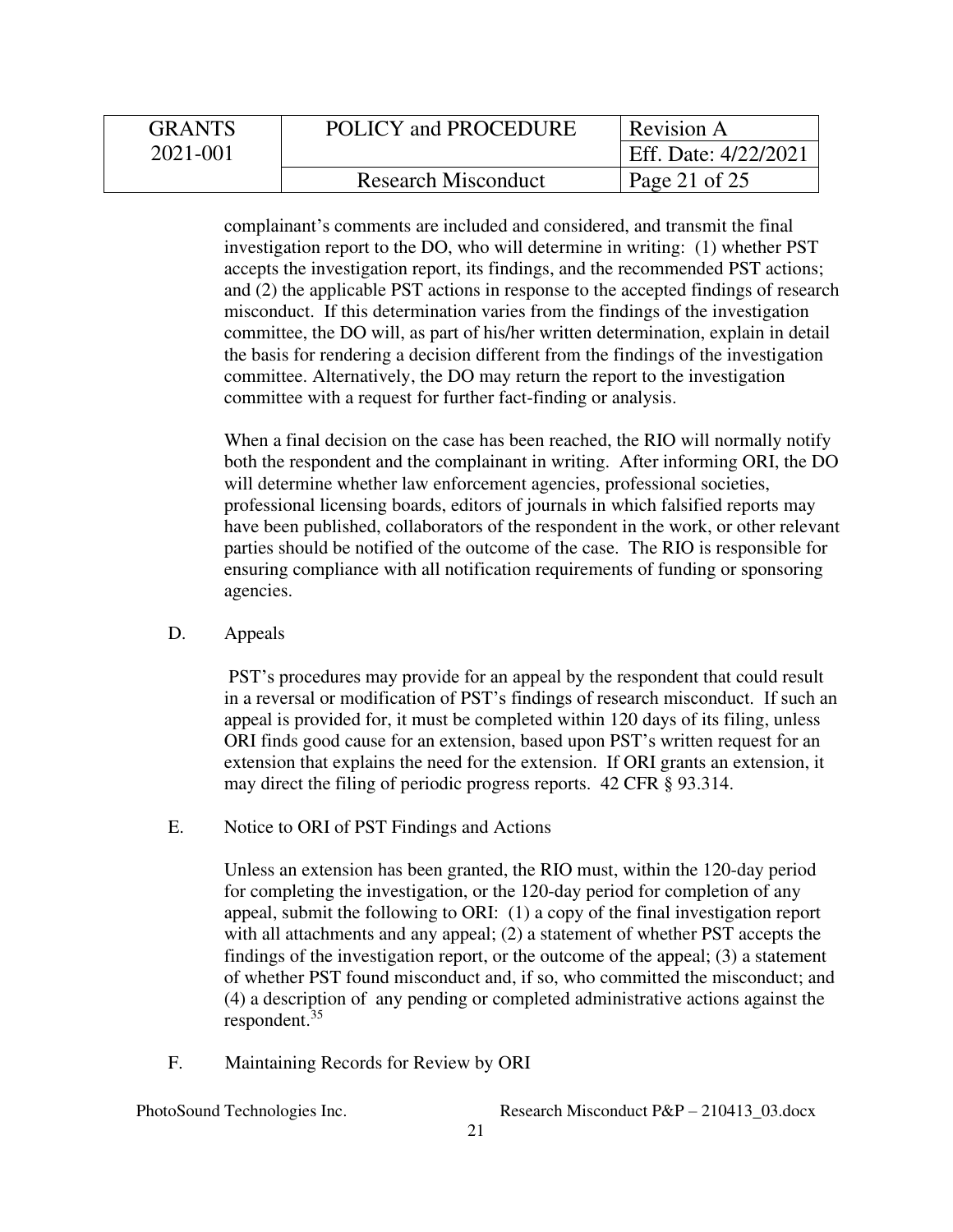complainant's comments are included and considered, and transmit the final investigation report to the DO, who will determine in writing: (1) whether PST accepts the investigation report, its findings, and the recommended PST actions; and (2) the applicable PST actions in response to the accepted findings of research misconduct. If this determination varies from the findings of the investigation committee, the DO will, as part of his/her written determination, explain in detail the basis for rendering a decision different from the findings of the investigation committee. Alternatively, the DO may return the report to the investigation committee with a request for further fact-finding or analysis.

When a final decision on the case has been reached, the RIO will normally notify both the respondent and the complainant in writing. After informing ORI, the DO will determine whether law enforcement agencies, professional societies, professional licensing boards, editors of journals in which falsified reports may have been published, collaborators of the respondent in the work, or other relevant parties should be notified of the outcome of the case. The RIO is responsible for ensuring compliance with all notification requirements of funding or sponsoring agencies.

D. Appeals

PST's procedures may provide for an appeal by the respondent that could result in a reversal or modification of PST's findings of research misconduct. If such an appeal is provided for, it must be completed within 120 days of its filing, unless ORI finds good cause for an extension, based upon PST's written request for an extension that explains the need for the extension. If ORI grants an extension, it may direct the filing of periodic progress reports. 42 CFR § 93.314.

E. Notice to ORI of PST Findings and Actions

Unless an extension has been granted, the RIO must, within the 120-day period for completing the investigation, or the 120-day period for completion of any appeal, submit the following to ORI: (1) a copy of the final investigation report with all attachments and any appeal; (2) a statement of whether PST accepts the findings of the investigation report, or the outcome of the appeal; (3) a statement of whether PST found misconduct and, if so, who committed the misconduct; and (4) a description of any pending or completed administrative actions against the respondent.[35]

F. Maintaining Records for Review by ORI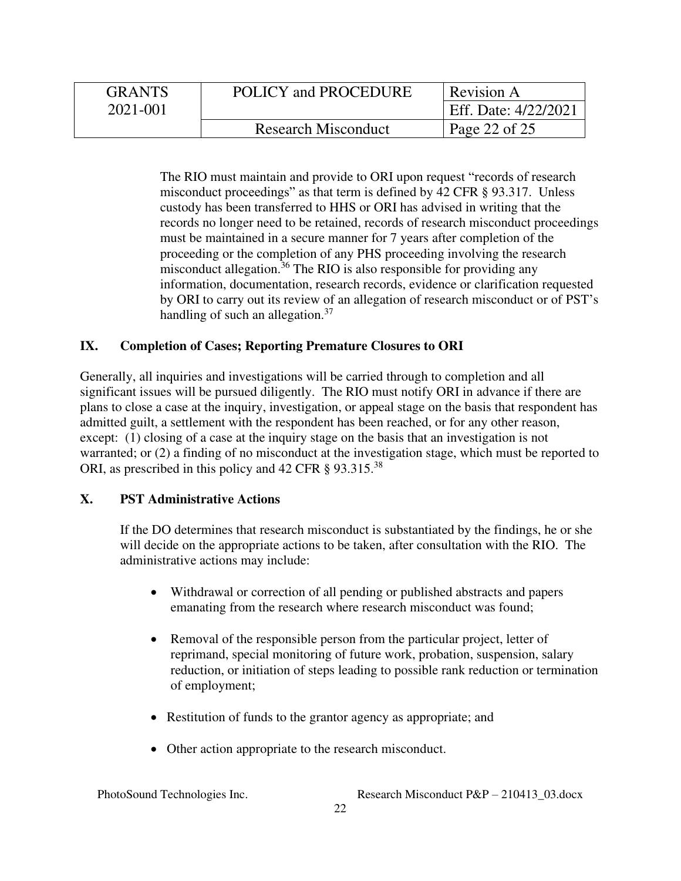The RIO must maintain and provide to ORI upon request "records of research misconduct proceedings" as that term is defined by 42 CFR § 93.317. Unless custody has been transferred to HHS or ORI has advised in writing that the records no longer need to be retained, records of research misconduct proceedings must be maintained in a secure manner for 7 years after completion of the proceeding or the completion of any PHS proceeding involving the research misconduct allegation.[36] The RIO is also responsible for providing any information, documentation, research records, evidence or clarification requested by ORI to carry out its review of an allegation of research misconduct or of PST's handling of such an allegation.[37]

## IX. Completion of Cases; Reporting Premature Closures to ORI

Generally, all inquiries and investigations will be carried through to completion and all significant issues will be pursued diligently. The RIO must notify ORI in advance if there are plans to close a case at the inquiry, investigation, or appeal stage on the basis that respondent has admitted guilt, a settlement with the respondent has been reached, or for any other reason, except: (1) closing of a case at the inquiry stage on the basis that an investigation is not warranted; or (2) a finding of no misconduct at the investigation stage, which must be reported to ORI, as prescribed in this policy and 42 CFR § 93.315.[38]

## X. PST Administrative Actions

If the DO determines that research misconduct is substantiated by the findings, he or she will decide on the appropriate actions to be taken, after consultation with the RIO. The administrative actions may include:

- Withdrawal or correction of all pending or published abstracts and papers emanating from the research where research misconduct was found;
- Removal of the responsible person from the particular project, letter of reprimand, special monitoring of future work, probation, suspension, salary reduction, or initiation of steps leading to possible rank reduction or termination of employment;
- Restitution of funds to the grantor agency as appropriate; and
- Other action appropriate to the research misconduct.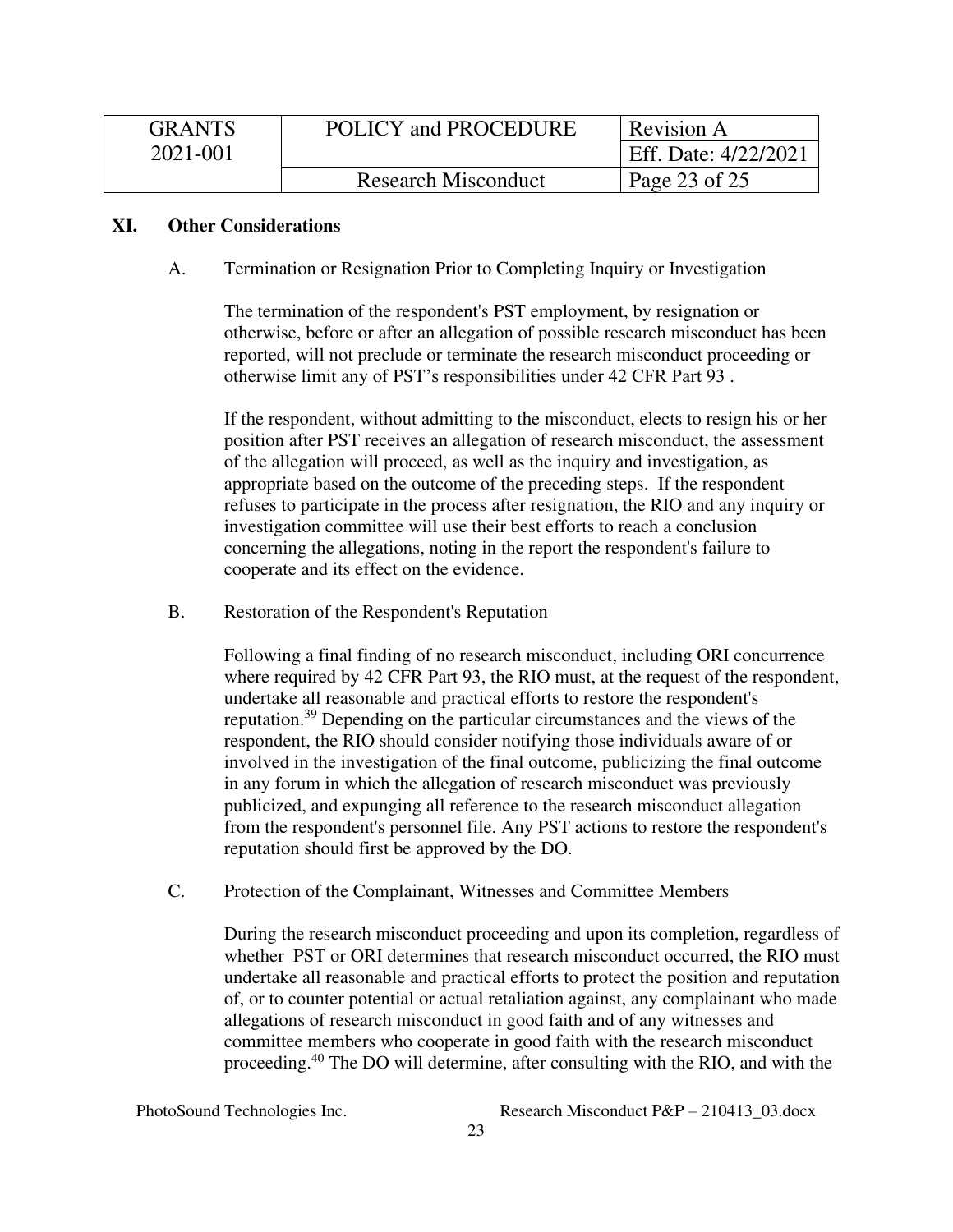## XI. Other Considerations

A. Termination or Resignation Prior to Completing Inquiry or Investigation

The termination of the respondent's PST employment, by resignation or otherwise, before or after an allegation of possible research misconduct has been reported, will not preclude or terminate the research misconduct proceeding or otherwise limit any of PST's responsibilities under 42 CFR Part 93 .

If the respondent, without admitting to the misconduct, elects to resign his or her position after PST receives an allegation of research misconduct, the assessment of the allegation will proceed, as well as the inquiry and investigation, as appropriate based on the outcome of the preceding steps. If the respondent refuses to participate in the process after resignation, the RIO and any inquiry or investigation committee will use their best efforts to reach a conclusion concerning the allegations, noting in the report the respondent's failure to cooperate and its effect on the evidence.

B. Restoration of the Respondent's Reputation

Following a final finding of no research misconduct, including ORI concurrence where required by 42 CFR Part 93, the RIO must, at the request of the respondent, undertake all reasonable and practical efforts to restore the respondent's reputation.[39] Depending on the particular circumstances and the views of the respondent, the RIO should consider notifying those individuals aware of or involved in the investigation of the final outcome, publicizing the final outcome in any forum in which the allegation of research misconduct was previously publicized, and expunging all reference to the research misconduct allegation from the respondent's personnel file. Any PST actions to restore the respondent's reputation should first be approved by the DO.

C. Protection of the Complainant, Witnesses and Committee Members

During the research misconduct proceeding and upon its completion, regardless of whether PST or ORI determines that research misconduct occurred, the RIO must undertake all reasonable and practical efforts to protect the position and reputation of, or to counter potential or actual retaliation against, any complainant who made allegations of research misconduct in good faith and of any witnesses and committee members who cooperate in good faith with the research misconduct proceeding.[40] The DO will determine, after consulting with the RIO, and with the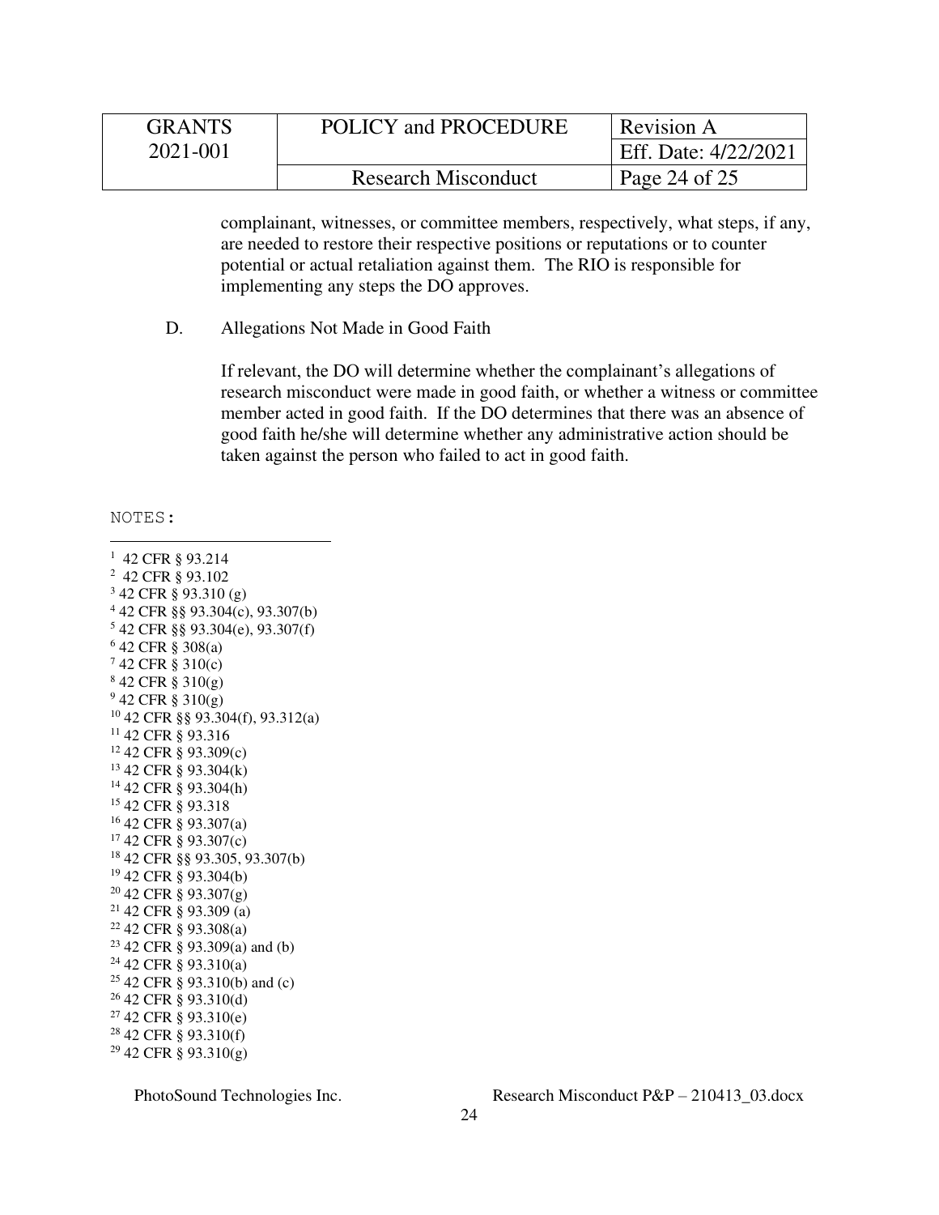complainant, witnesses, or committee members, respectively, what steps, if any, are needed to restore their respective positions or reputations or to counter potential or actual retaliation against them. The RIO is responsible for implementing any steps the DO approves.

D. Allegations Not Made in Good Faith

If relevant, the DO will determine whether the complainant's allegations of research misconduct were made in good faith, or whether a witness or committee member acted in good faith. If the DO determines that there was an absence of good faith he/she will determine whether any administrative action should be taken against the person who failed to act in good faith.

NOTES:

[1] 42 CFR § 93.214
[2] 42 CFR § 93.102
[3] 42 CFR § 93.310 (g)
[4] 42 CFR §§ 93.304(c), 93.307(b)
[5] 42 CFR §§ 93.304(e), 93.307(f)
[6] 42 CFR § 308(a)
[7] 42 CFR § 310(c)
[8] 42 CFR § 310(g)
[9] 42 CFR § 310(g)
[10] 42 CFR §§ 93.304(f), 93.312(a)
[11] 42 CFR § 93.316
[12] 42 CFR § 93.309(c)
[13] 42 CFR § 93.304(k)
[14] 42 CFR § 93.304(h)
[15] 42 CFR § 93.318
[16] 42 CFR § 93.307(a)
[17] 42 CFR § 93.307(c)
[18] 42 CFR §§ 93.305, 93.307(b)
[19] 42 CFR § 93.304(b)
[20] 42 CFR § 93.307(g)
[21] 42 CFR § 93.309 (a)
[22] 42 CFR § 93.308(a)
[23] 42 CFR § 93.309(a) and (b)
[24] 42 CFR § 93.310(a)
[25] 42 CFR § 93.310(b) and (c)
[26] 42 CFR § 93.310(d)
[27] 42 CFR § 93.310(e)
[28] 42 CFR § 93.310(f)
[29] 42 CFR § 93.310(g)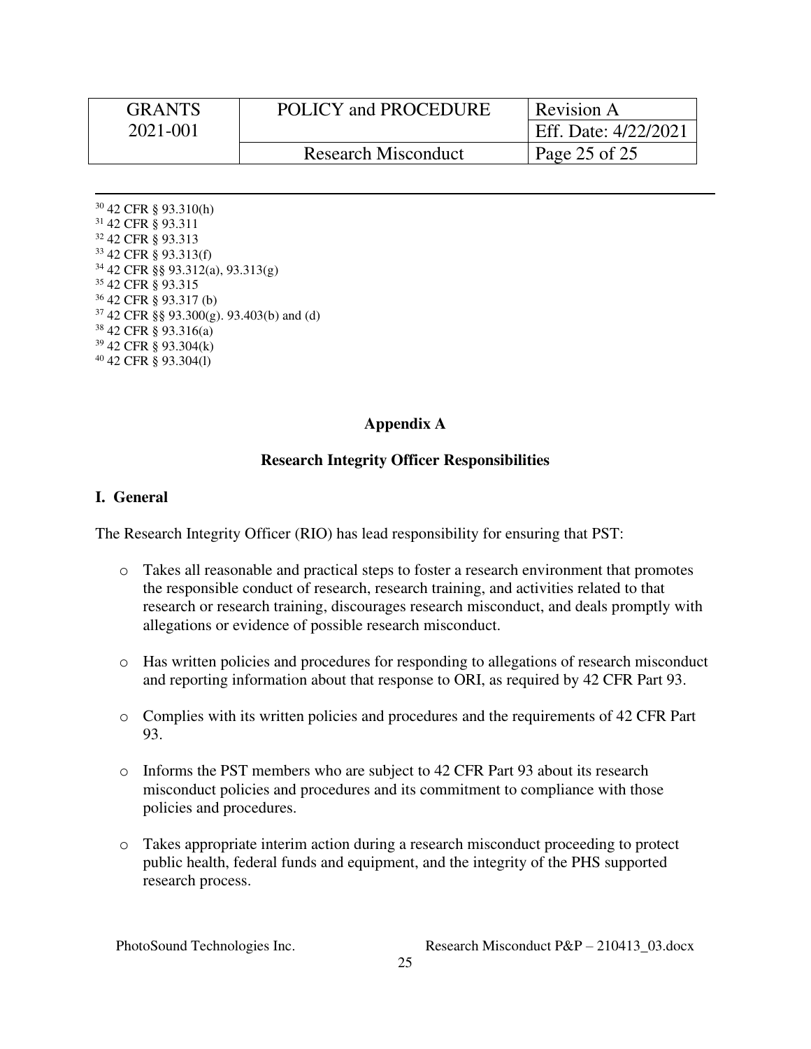[30] 42 CFR § 93.310(h)
[31] 42 CFR § 93.311
[32] 42 CFR § 93.313
[33] 42 CFR § 93.313(f)
[34] 42 CFR §§ 93.312(a), 93.313(g)
[35] 42 CFR § 93.315
[36] 42 CFR § 93.317 (b)
[37] 42 CFR §§ 93.300(g). 93.403(b) and (d)
[38] 42 CFR § 93.316(a)
[39] 42 CFR § 93.304(k)
[40] 42 CFR § 93.304(l)

## Appendix A

### Research Integrity Officer Responsibilities

### I. General

The Research Integrity Officer (RIO) has lead responsibility for ensuring that PST:

- Takes all reasonable and practical steps to foster a research environment that promotes the responsible conduct of research, research training, and activities related to that research or research training, discourages research misconduct, and deals promptly with allegations or evidence of possible research misconduct.

- Has written policies and procedures for responding to allegations of research misconduct and reporting information about that response to ORI, as required by 42 CFR Part 93.

- Complies with its written policies and procedures and the requirements of 42 CFR Part 93.

- Informs the PST members who are subject to 42 CFR Part 93 about its research misconduct policies and procedures and its commitment to compliance with those policies and procedures.

- Takes appropriate interim action during a research misconduct proceeding to protect public health, federal funds and equipment, and the integrity of the PHS supported research process.